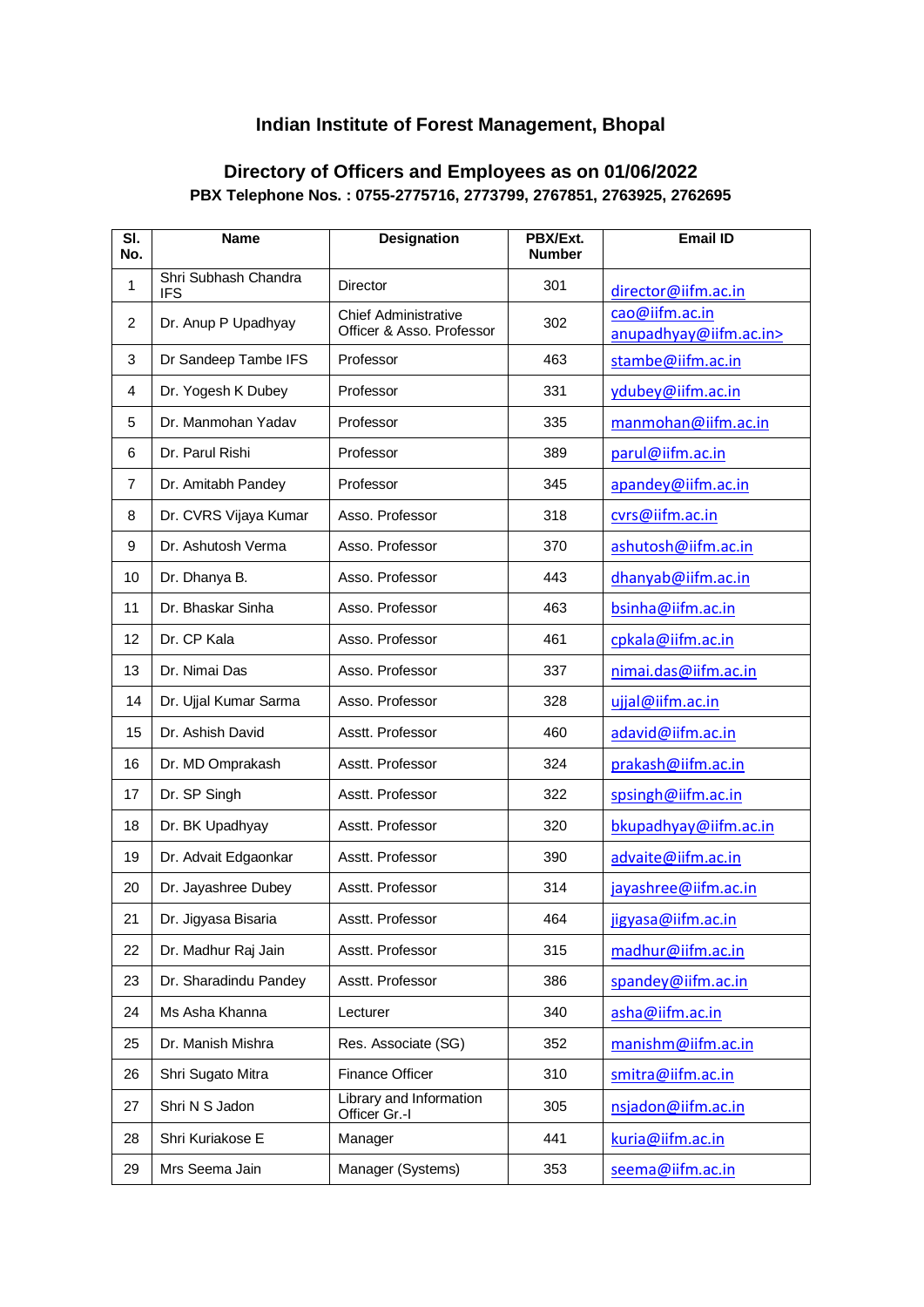## Indian Institute of Forest Management, Bhopal

## Directory of Officers and Employees as on 01/06/2022

**PBX Telephone Nos. : 0755-2775716, 2773799, 2767851, 2763925, 2762695**

| Sl. No. | Name | Designation | PBX/Ext. Number | Email ID |
|---|---|---|---|---|
| 1 | Shri Subhash Chandra IFS | Director | 301 | director@iifm.ac.in |
| 2 | Dr. Anup P Upadhyay | Chief Administrative Officer & Asso. Professor | 302 | cao@iifm.ac.in anupadhyay@iifm.ac.in> |
| 3 | Dr Sandeep Tambe IFS | Professor | 463 | stambe@iifm.ac.in |
| 4 | Dr. Yogesh K Dubey | Professor | 331 | ydubey@iifm.ac.in |
| 5 | Dr. Manmohan Yadav | Professor | 335 | manmohan@iifm.ac.in |
| 6 | Dr. Parul Rishi | Professor | 389 | parul@iifm.ac.in |
| 7 | Dr. Amitabh Pandey | Professor | 345 | apandey@iifm.ac.in |
| 8 | Dr. CVRS Vijaya Kumar | Asso. Professor | 318 | cvrs@iifm.ac.in |
| 9 | Dr. Ashutosh Verma | Asso. Professor | 370 | ashutosh@iifm.ac.in |
| 10 | Dr. Dhanya B. | Asso. Professor | 443 | dhanyab@iifm.ac.in |
| 11 | Dr. Bhaskar Sinha | Asso. Professor | 463 | bsinha@iifm.ac.in |
| 12 | Dr. CP Kala | Asso. Professor | 461 | cpkala@iifm.ac.in |
| 13 | Dr. Nimai Das | Asso. Professor | 337 | nimai.das@iifm.ac.in |
| 14 | Dr. Ujjal Kumar Sarma | Asso. Professor | 328 | ujjal@iifm.ac.in |
| 15 | Dr. Ashish David | Asstt. Professor | 460 | adavid@iifm.ac.in |
| 16 | Dr. MD Omprakash | Asstt. Professor | 324 | prakash@iifm.ac.in |
| 17 | Dr. SP Singh | Asstt. Professor | 322 | spsingh@iifm.ac.in |
| 18 | Dr. BK Upadhyay | Asstt. Professor | 320 | bkupadhyay@iifm.ac.in |
| 19 | Dr. Advait Edgaonkar | Asstt. Professor | 390 | advaite@iifm.ac.in |
| 20 | Dr. Jayashree Dubey | Asstt. Professor | 314 | jayashree@iifm.ac.in |
| 21 | Dr. Jigyasa Bisaria | Asstt. Professor | 464 | jigyasa@iifm.ac.in |
| 22 | Dr. Madhur Raj Jain | Asstt. Professor | 315 | madhur@iifm.ac.in |
| 23 | Dr. Sharadindu Pandey | Asstt. Professor | 386 | spandey@iifm.ac.in |
| 24 | Ms Asha Khanna | Lecturer | 340 | asha@iifm.ac.in |
| 25 | Dr. Manish Mishra | Res. Associate (SG) | 352 | manishm@iifm.ac.in |
| 26 | Shri Sugato Mitra | Finance Officer | 310 | smitra@iifm.ac.in |
| 27 | Shri N S Jadon | Library and Information Officer Gr.-I | 305 | nsjadon@iifm.ac.in |
| 28 | Shri Kuriakose E | Manager | 441 | kuria@iifm.ac.in |
| 29 | Mrs Seema Jain | Manager (Systems) | 353 | seema@iifm.ac.in |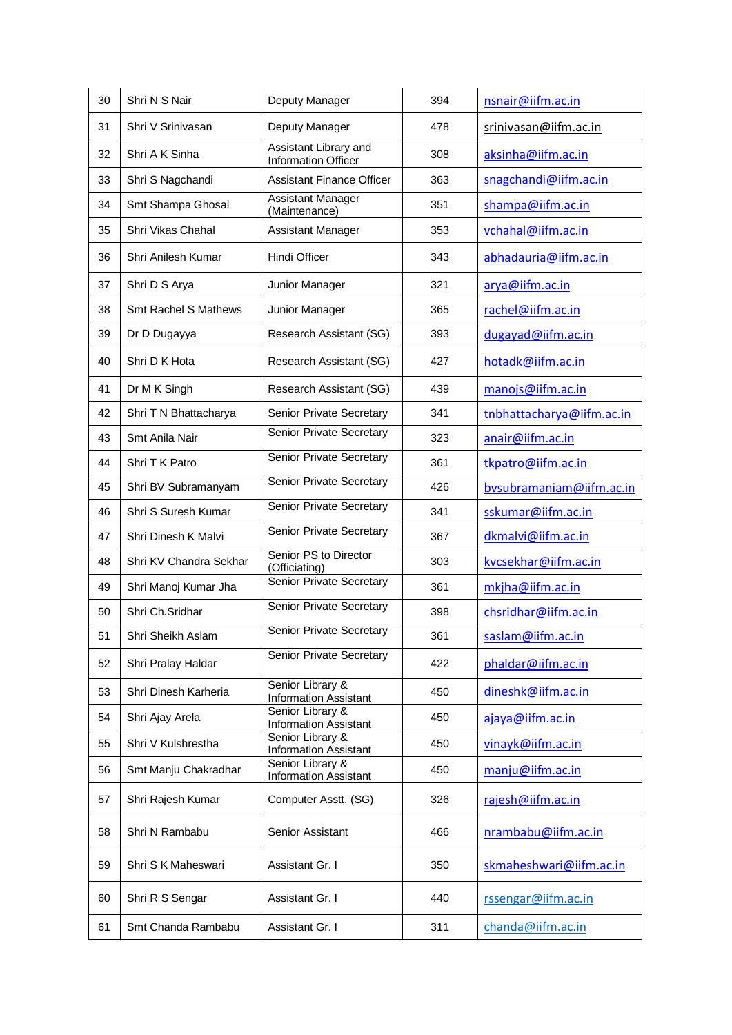| 30 | Shri N S Nair | Deputy Manager | 394 | nsnair@iifm.ac.in |
|---|---|---|---|---|
| 31 | Shri V Srinivasan | Deputy Manager | 478 | srinivasan@iifm.ac.in |
| 32 | Shri A K Sinha | Assistant Library and Information Officer | 308 | aksinha@iifm.ac.in |
| 33 | Shri S Nagchandi | Assistant Finance Officer | 363 | snagchandi@iifm.ac.in |
| 34 | Smt Shampa Ghosal | Assistant Manager (Maintenance) | 351 | shampa@iifm.ac.in |
| 35 | Shri Vikas Chahal | Assistant Manager | 353 | vchahal@iifm.ac.in |
| 36 | Shri Anilesh Kumar | Hindi Officer | 343 | abhadauria@iifm.ac.in |
| 37 | Shri D S Arya | Junior Manager | 321 | arya@iifm.ac.in |
| 38 | Smt Rachel S Mathews | Junior Manager | 365 | rachel@iifm.ac.in |
| 39 | Dr D Dugayya | Research Assistant (SG) | 393 | dugayad@iifm.ac.in |
| 40 | Shri D K Hota | Research Assistant (SG) | 427 | hotadk@iifm.ac.in |
| 41 | Dr M K Singh | Research Assistant (SG) | 439 | manojs@iifm.ac.in |
| 42 | Shri T N Bhattacharya | Senior Private Secretary | 341 | tnbhattacharya@iifm.ac.in |
| 43 | Smt Anila Nair | Senior Private Secretary | 323 | anair@iifm.ac.in |
| 44 | Shri T K Patro | Senior Private Secretary | 361 | tkpatro@iifm.ac.in |
| 45 | Shri BV Subramanyam | Senior Private Secretary | 426 | bvsubramaniam@iifm.ac.in |
| 46 | Shri S Suresh Kumar | Senior Private Secretary | 341 | sskumar@iifm.ac.in |
| 47 | Shri Dinesh K Malvi | Senior Private Secretary | 367 | dkmalvi@iifm.ac.in |
| 48 | Shri KV Chandra Sekhar | Senior PS to Director (Officiating) | 303 | kvcsekhar@iifm.ac.in |
| 49 | Shri Manoj Kumar Jha | Senior Private Secretary | 361 | mkjha@iifm.ac.in |
| 50 | Shri Ch.Sridhar | Senior Private Secretary | 398 | chsridhar@iifm.ac.in |
| 51 | Shri Sheikh Aslam | Senior Private Secretary | 361 | saslam@iifm.ac.in |
| 52 | Shri Pralay Haldar | Senior Private Secretary | 422 | phaldar@iifm.ac.in |
| 53 | Shri Dinesh Karheria | Senior Library & Information Assistant | 450 | dineshk@iifm.ac.in |
| 54 | Shri Ajay Arela | Senior Library & Information Assistant | 450 | ajaya@iifm.ac.in |
| 55 | Shri V Kulshrestha | Senior Library & Information Assistant | 450 | vinayk@iifm.ac.in |
| 56 | Smt Manju Chakradhar | Senior Library & Information Assistant | 450 | manju@iifm.ac.in |
| 57 | Shri Rajesh Kumar | Computer Asstt. (SG) | 326 | rajesh@iifm.ac.in |
| 58 | Shri N Rambabu | Senior Assistant | 466 | nrambabu@iifm.ac.in |
| 59 | Shri S K Maheswari | Assistant Gr. I | 350 | skmaheshwari@iifm.ac.in |
| 60 | Shri R S Sengar | Assistant Gr. I | 440 | rssengar@iifm.ac.in |
| 61 | Smt Chanda Rambabu | Assistant Gr. I | 311 | chanda@iifm.ac.in |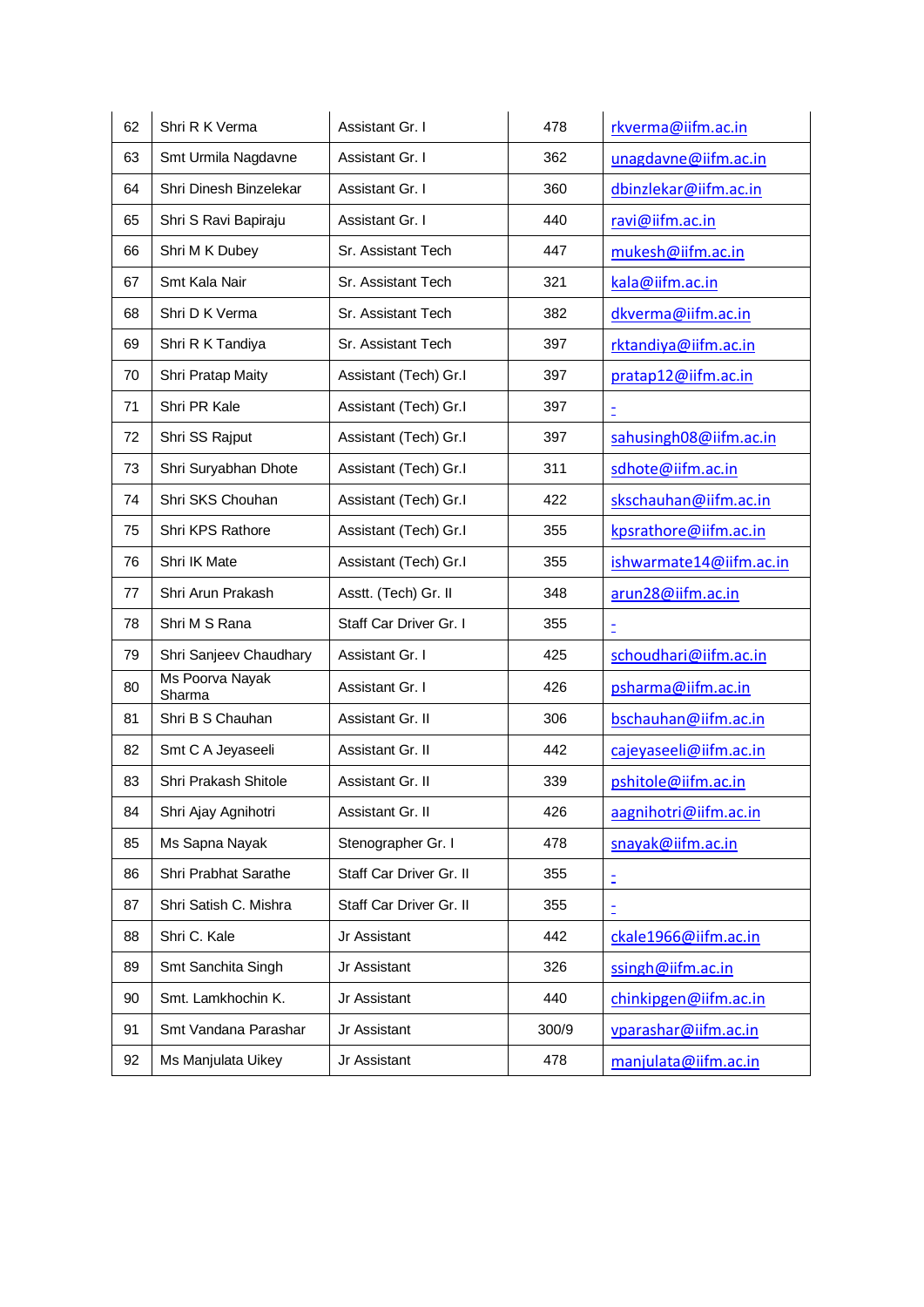| | | | | |
|---|---|---|---|---|
| 62 | Shri R K Verma | Assistant Gr. I | 478 | rkverma@iifm.ac.in |
| 63 | Smt Urmila Nagdavne | Assistant Gr. I | 362 | unagdavne@iifm.ac.in |
| 64 | Shri Dinesh Binzelekar | Assistant Gr. I | 360 | dbinzlekar@iifm.ac.in |
| 65 | Shri S Ravi Bapiraju | Assistant Gr. I | 440 | ravi@iifm.ac.in |
| 66 | Shri M K Dubey | Sr. Assistant Tech | 447 | mukesh@iifm.ac.in |
| 67 | Smt Kala Nair | Sr. Assistant Tech | 321 | kala@iifm.ac.in |
| 68 | Shri D K Verma | Sr. Assistant Tech | 382 | dkverma@iifm.ac.in |
| 69 | Shri R K Tandiya | Sr. Assistant Tech | 397 | rktandiya@iifm.ac.in |
| 70 | Shri Pratap Maity | Assistant (Tech) Gr.I | 397 | pratap12@iifm.ac.in |
| 71 | Shri PR Kale | Assistant (Tech) Gr.I | 397 | - |
| 72 | Shri SS Rajput | Assistant (Tech) Gr.I | 397 | sahusingh08@iifm.ac.in |
| 73 | Shri Suryabhan Dhote | Assistant (Tech) Gr.I | 311 | sdhote@iifm.ac.in |
| 74 | Shri SKS Chouhan | Assistant (Tech) Gr.I | 422 | skschauhan@iifm.ac.in |
| 75 | Shri KPS Rathore | Assistant (Tech) Gr.I | 355 | kpsrathore@iifm.ac.in |
| 76 | Shri IK Mate | Assistant (Tech) Gr.I | 355 | ishwarmate14@iifm.ac.in |
| 77 | Shri Arun Prakash | Asstt. (Tech) Gr. II | 348 | arun28@iifm.ac.in |
| 78 | Shri M S Rana | Staff Car Driver Gr. I | 355 | - |
| 79 | Shri Sanjeev Chaudhary | Assistant Gr. I | 425 | schoudhari@iifm.ac.in |
| 80 | Ms Poorva Nayak Sharma | Assistant Gr. I | 426 | psharma@iifm.ac.in |
| 81 | Shri B S Chauhan | Assistant Gr. II | 306 | bschauhan@iifm.ac.in |
| 82 | Smt C A Jeyaseeli | Assistant Gr. II | 442 | cajeyaseeli@iifm.ac.in |
| 83 | Shri Prakash Shitole | Assistant Gr. II | 339 | pshitole@iifm.ac.in |
| 84 | Shri Ajay Agnihotri | Assistant Gr. II | 426 | aagnihotri@iifm.ac.in |
| 85 | Ms Sapna Nayak | Stenographer Gr. I | 478 | snayak@iifm.ac.in |
| 86 | Shri Prabhat Sarathe | Staff Car Driver Gr. II | 355 | - |
| 87 | Shri Satish C. Mishra | Staff Car Driver Gr. II | 355 | - |
| 88 | Shri C. Kale | Jr Assistant | 442 | ckale1966@iifm.ac.in |
| 89 | Smt Sanchita Singh | Jr Assistant | 326 | ssingh@iifm.ac.in |
| 90 | Smt. Lamkhochin K. | Jr Assistant | 440 | chinkipgen@iifm.ac.in |
| 91 | Smt Vandana Parashar | Jr Assistant | 300/9 | vparashar@iifm.ac.in |
| 92 | Ms Manjulata Uikey | Jr Assistant | 478 | manjulata@iifm.ac.in |